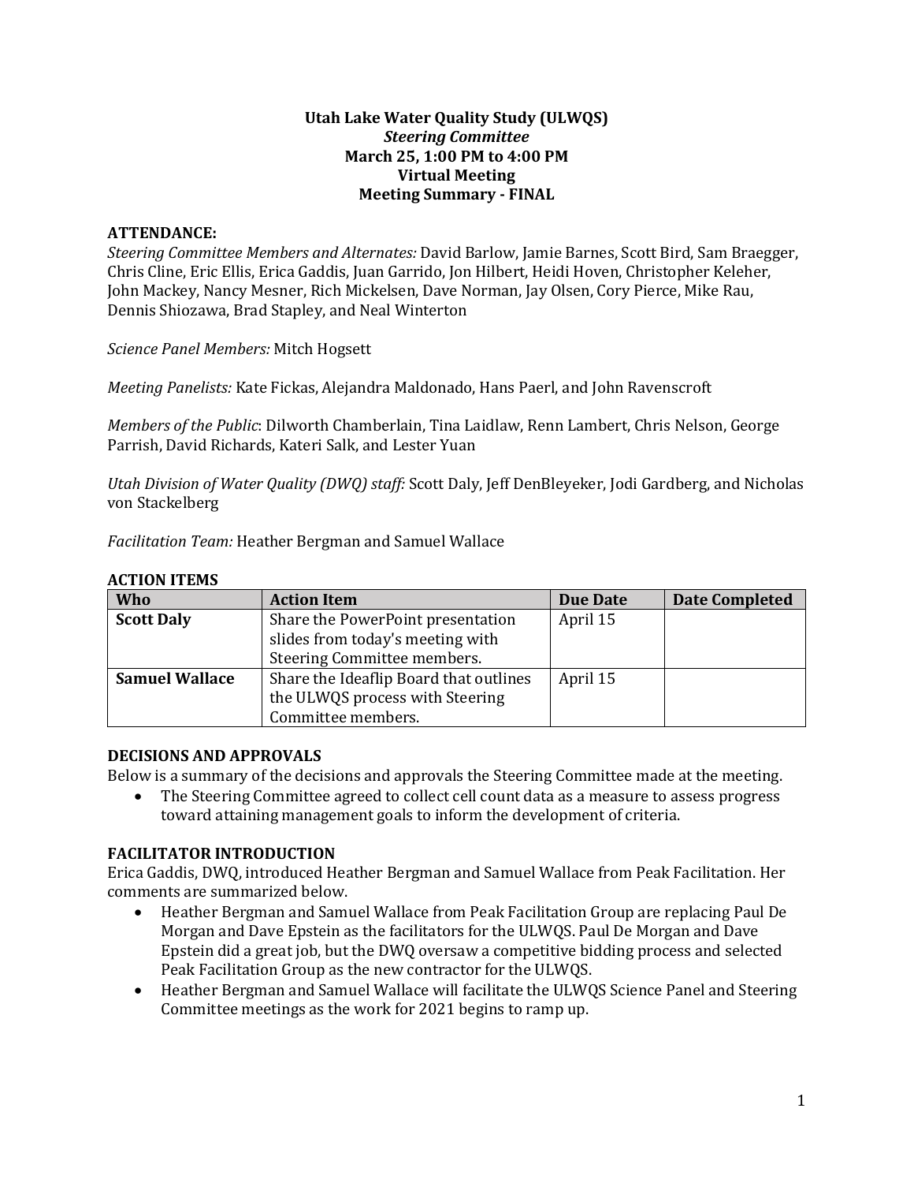**Utah Lake Water Quality Study (ULWQS)**
***Steering Committee***
**March 25, 1:00 PM to 4:00 PM**
**Virtual Meeting**
**Meeting Summary - FINAL**

## ATTENDANCE:

*Steering Committee Members and Alternates:* David Barlow, Jamie Barnes, Scott Bird, Sam Braegger, Chris Cline, Eric Ellis, Erica Gaddis, Juan Garrido, Jon Hilbert, Heidi Hoven, Christopher Keleher, John Mackey, Nancy Mesner, Rich Mickelsen, Dave Norman, Jay Olsen, Cory Pierce, Mike Rau, Dennis Shiozawa, Brad Stapley, and Neal Winterton

*Science Panel Members:* Mitch Hogsett

*Meeting Panelists:* Kate Fickas, Alejandra Maldonado, Hans Paerl, and John Ravenscroft

*Members of the Public*: Dilworth Chamberlain, Tina Laidlaw, Renn Lambert, Chris Nelson, George Parrish, David Richards, Kateri Salk, and Lester Yuan

*Utah Division of Water Quality (DWQ) staff:* Scott Daly, Jeff DenBleyeker, Jodi Gardberg, and Nicholas von Stackelberg

*Facilitation Team:* Heather Bergman and Samuel Wallace

## ACTION ITEMS

| Who | Action Item | Due Date | Date Completed |
|---|---|---|---|
| **Scott Daly** | Share the PowerPoint presentation slides from today's meeting with Steering Committee members. | April 15 | |
| **Samuel Wallace** | Share the Ideaflip Board that outlines the ULWQS process with Steering Committee members. | April 15 | |

## DECISIONS AND APPROVALS

Below is a summary of the decisions and approvals the Steering Committee made at the meeting.

- The Steering Committee agreed to collect cell count data as a measure to assess progress toward attaining management goals to inform the development of criteria.

## FACILITATOR INTRODUCTION

Erica Gaddis, DWQ, introduced Heather Bergman and Samuel Wallace from Peak Facilitation. Her comments are summarized below.

- Heather Bergman and Samuel Wallace from Peak Facilitation Group are replacing Paul De Morgan and Dave Epstein as the facilitators for the ULWQS. Paul De Morgan and Dave Epstein did a great job, but the DWQ oversaw a competitive bidding process and selected Peak Facilitation Group as the new contractor for the ULWQS.
- Heather Bergman and Samuel Wallace will facilitate the ULWQS Science Panel and Steering Committee meetings as the work for 2021 begins to ramp up.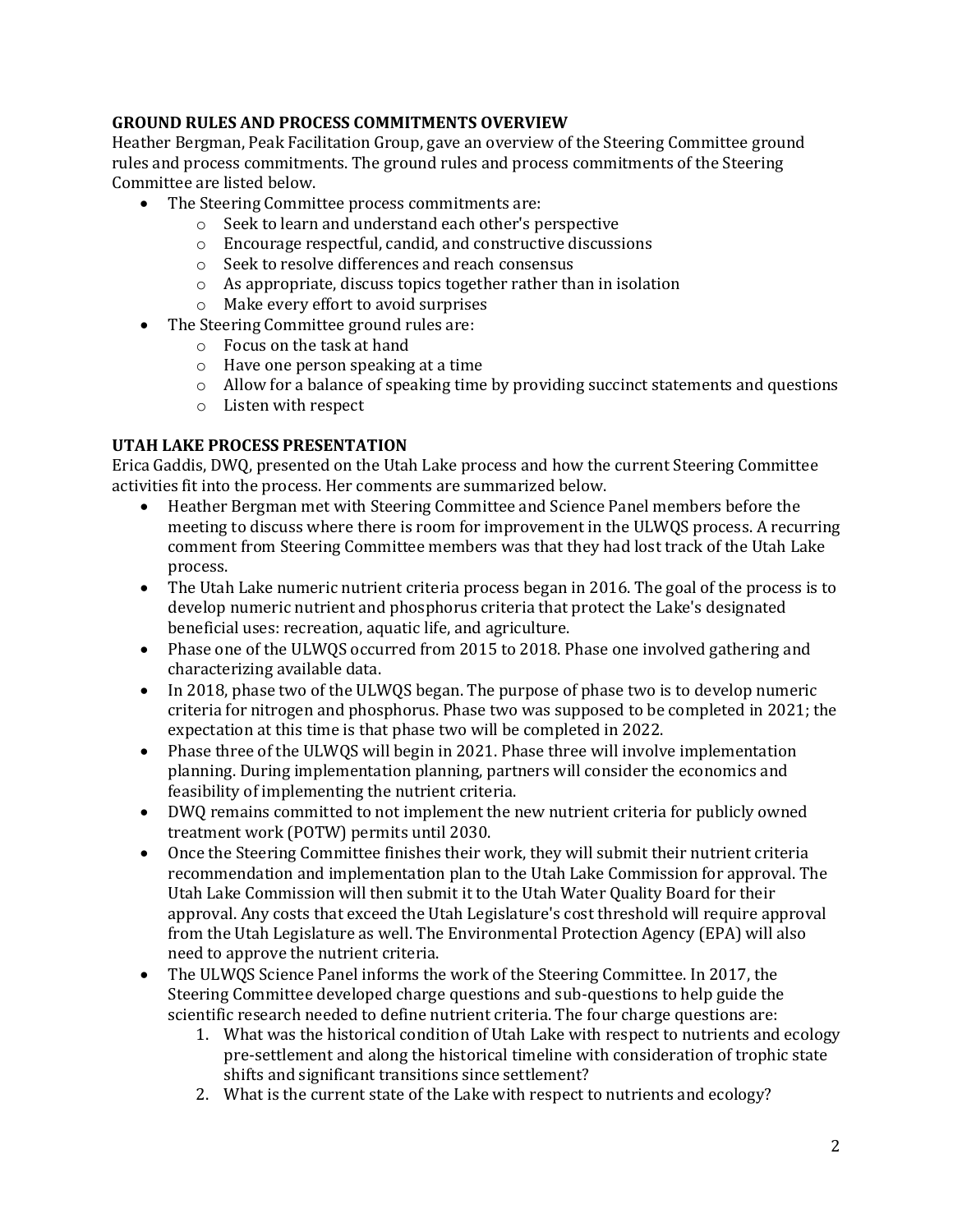## GROUND RULES AND PROCESS COMMITMENTS OVERVIEW

Heather Bergman, Peak Facilitation Group, gave an overview of the Steering Committee ground rules and process commitments. The ground rules and process commitments of the Steering Committee are listed below.

- The Steering Committee process commitments are:
  - Seek to learn and understand each other's perspective
  - Encourage respectful, candid, and constructive discussions
  - Seek to resolve differences and reach consensus
  - As appropriate, discuss topics together rather than in isolation
  - Make every effort to avoid surprises
- The Steering Committee ground rules are:
  - Focus on the task at hand
  - Have one person speaking at a time
  - Allow for a balance of speaking time by providing succinct statements and questions
  - Listen with respect

## UTAH LAKE PROCESS PRESENTATION

Erica Gaddis, DWQ, presented on the Utah Lake process and how the current Steering Committee activities fit into the process. Her comments are summarized below.

- Heather Bergman met with Steering Committee and Science Panel members before the meeting to discuss where there is room for improvement in the ULWQS process. A recurring comment from Steering Committee members was that they had lost track of the Utah Lake process.
- The Utah Lake numeric nutrient criteria process began in 2016. The goal of the process is to develop numeric nutrient and phosphorus criteria that protect the Lake's designated beneficial uses: recreation, aquatic life, and agriculture.
- Phase one of the ULWQS occurred from 2015 to 2018. Phase one involved gathering and characterizing available data.
- In 2018, phase two of the ULWQS began. The purpose of phase two is to develop numeric criteria for nitrogen and phosphorus. Phase two was supposed to be completed in 2021; the expectation at this time is that phase two will be completed in 2022.
- Phase three of the ULWQS will begin in 2021. Phase three will involve implementation planning. During implementation planning, partners will consider the economics and feasibility of implementing the nutrient criteria.
- DWQ remains committed to not implement the new nutrient criteria for publicly owned treatment work (POTW) permits until 2030.
- Once the Steering Committee finishes their work, they will submit their nutrient criteria recommendation and implementation plan to the Utah Lake Commission for approval. The Utah Lake Commission will then submit it to the Utah Water Quality Board for their approval. Any costs that exceed the Utah Legislature's cost threshold will require approval from the Utah Legislature as well. The Environmental Protection Agency (EPA) will also need to approve the nutrient criteria.
- The ULWQS Science Panel informs the work of the Steering Committee. In 2017, the Steering Committee developed charge questions and sub-questions to help guide the scientific research needed to define nutrient criteria. The four charge questions are:
  1. What was the historical condition of Utah Lake with respect to nutrients and ecology pre-settlement and along the historical timeline with consideration of trophic state shifts and significant transitions since settlement?
  2. What is the current state of the Lake with respect to nutrients and ecology?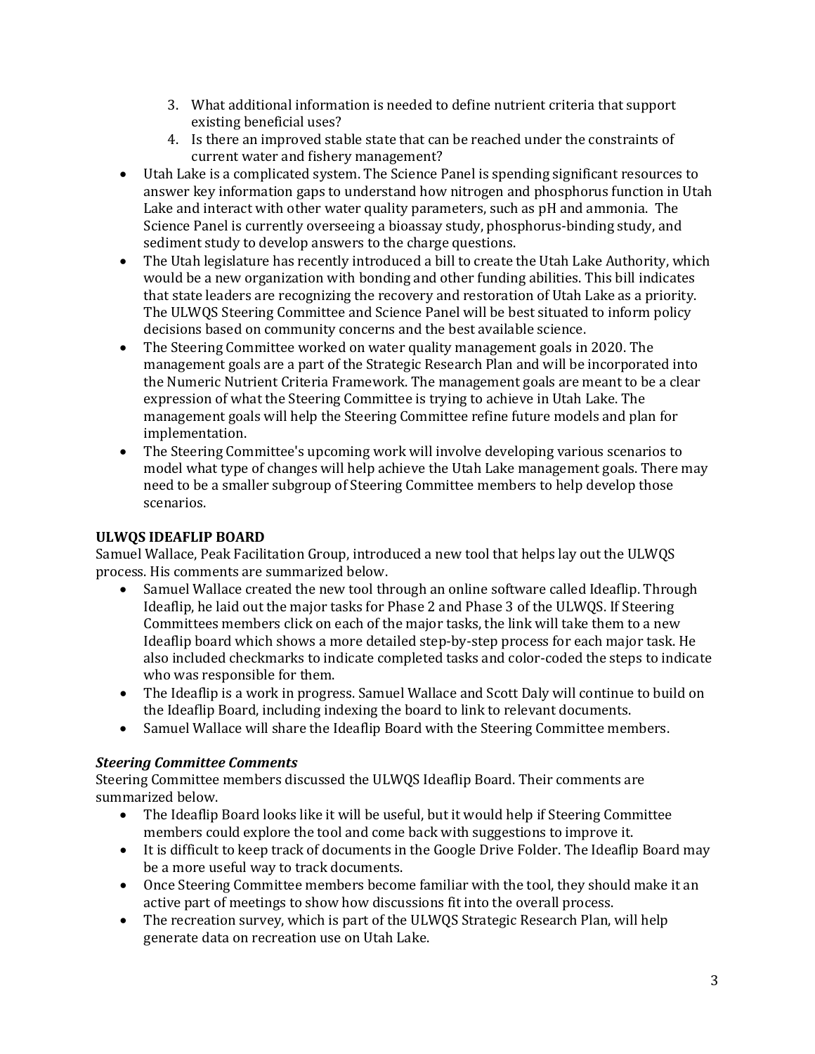3. What additional information is needed to define nutrient criteria that support existing beneficial uses?
4. Is there an improved stable state that can be reached under the constraints of current water and fishery management?

- Utah Lake is a complicated system. The Science Panel is spending significant resources to answer key information gaps to understand how nitrogen and phosphorus function in Utah Lake and interact with other water quality parameters, such as pH and ammonia. The Science Panel is currently overseeing a bioassay study, phosphorus-binding study, and sediment study to develop answers to the charge questions.
- The Utah legislature has recently introduced a bill to create the Utah Lake Authority, which would be a new organization with bonding and other funding abilities. This bill indicates that state leaders are recognizing the recovery and restoration of Utah Lake as a priority. The ULWQS Steering Committee and Science Panel will be best situated to inform policy decisions based on community concerns and the best available science.
- The Steering Committee worked on water quality management goals in 2020. The management goals are a part of the Strategic Research Plan and will be incorporated into the Numeric Nutrient Criteria Framework. The management goals are meant to be a clear expression of what the Steering Committee is trying to achieve in Utah Lake. The management goals will help the Steering Committee refine future models and plan for implementation.
- The Steering Committee's upcoming work will involve developing various scenarios to model what type of changes will help achieve the Utah Lake management goals. There may need to be a smaller subgroup of Steering Committee members to help develop those scenarios.

**ULWQS IDEAFLIP BOARD**

Samuel Wallace, Peak Facilitation Group, introduced a new tool that helps lay out the ULWQS process. His comments are summarized below.

- Samuel Wallace created the new tool through an online software called Ideaflip. Through Ideaflip, he laid out the major tasks for Phase 2 and Phase 3 of the ULWQS. If Steering Committees members click on each of the major tasks, the link will take them to a new Ideaflip board which shows a more detailed step-by-step process for each major task. He also included checkmarks to indicate completed tasks and color-coded the steps to indicate who was responsible for them.
- The Ideaflip is a work in progress. Samuel Wallace and Scott Daly will continue to build on the Ideaflip Board, including indexing the board to link to relevant documents.
- Samuel Wallace will share the Ideaflip Board with the Steering Committee members.

***Steering Committee Comments***

Steering Committee members discussed the ULWQS Ideaflip Board. Their comments are summarized below.

- The Ideaflip Board looks like it will be useful, but it would help if Steering Committee members could explore the tool and come back with suggestions to improve it.
- It is difficult to keep track of documents in the Google Drive Folder. The Ideaflip Board may be a more useful way to track documents.
- Once Steering Committee members become familiar with the tool, they should make it an active part of meetings to show how discussions fit into the overall process.
- The recreation survey, which is part of the ULWQS Strategic Research Plan, will help generate data on recreation use on Utah Lake.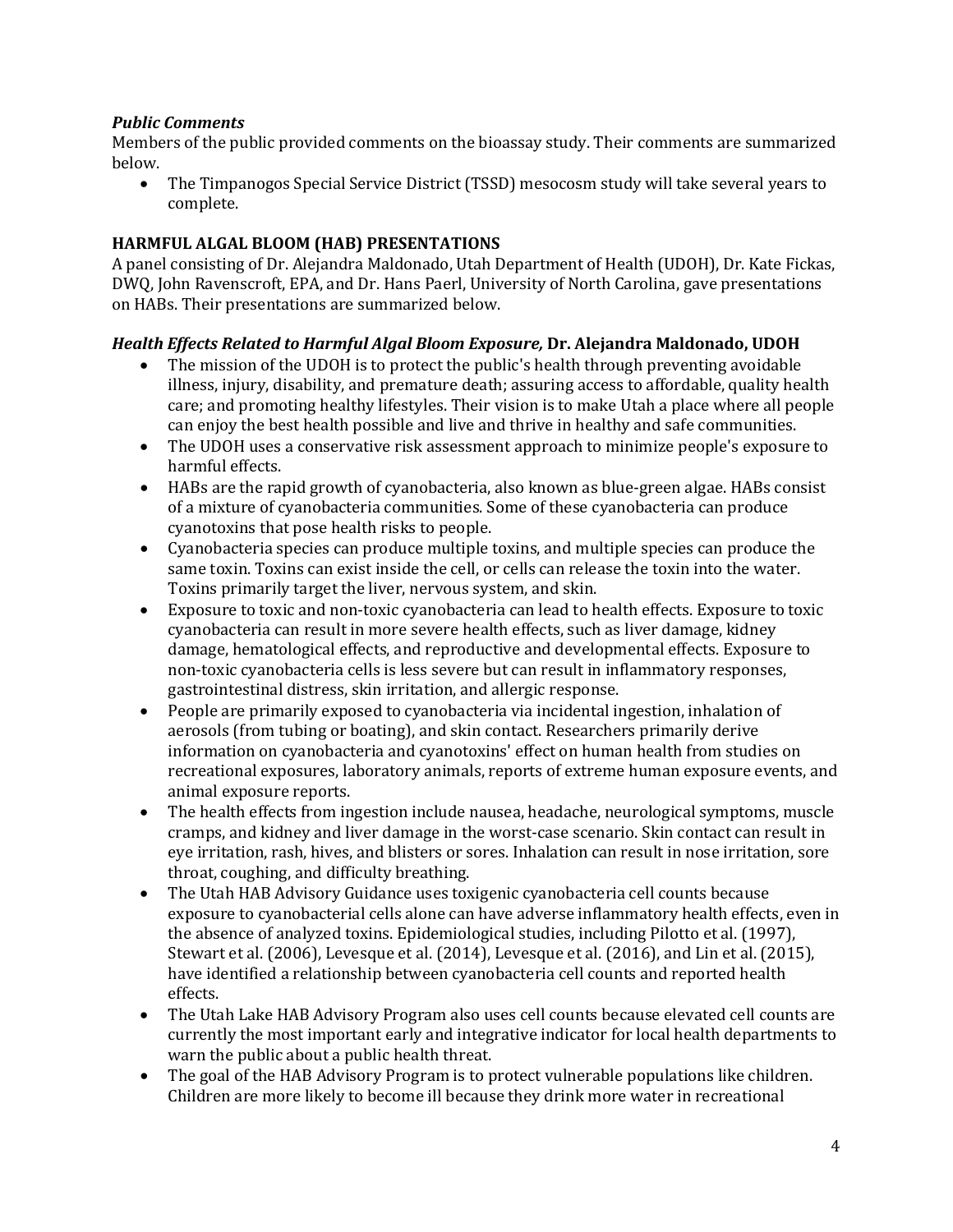***Public Comments***

Members of the public provided comments on the bioassay study. Their comments are summarized below.

- The Timpanogos Special Service District (TSSD) mesocosm study will take several years to complete.

## HARMFUL ALGAL BLOOM (HAB) PRESENTATIONS

A panel consisting of Dr. Alejandra Maldonado, Utah Department of Health (UDOH), Dr. Kate Fickas, DWQ, John Ravenscroft, EPA, and Dr. Hans Paerl, University of North Carolina, gave presentations on HABs. Their presentations are summarized below.

***Health Effects Related to Harmful Algal Bloom Exposure,* Dr. Alejandra Maldonado, UDOH**

- The mission of the UDOH is to protect the public's health through preventing avoidable illness, injury, disability, and premature death; assuring access to affordable, quality health care; and promoting healthy lifestyles. Their vision is to make Utah a place where all people can enjoy the best health possible and live and thrive in healthy and safe communities.
- The UDOH uses a conservative risk assessment approach to minimize people's exposure to harmful effects.
- HABs are the rapid growth of cyanobacteria, also known as blue-green algae. HABs consist of a mixture of cyanobacteria communities. Some of these cyanobacteria can produce cyanotoxins that pose health risks to people.
- Cyanobacteria species can produce multiple toxins, and multiple species can produce the same toxin. Toxins can exist inside the cell, or cells can release the toxin into the water. Toxins primarily target the liver, nervous system, and skin.
- Exposure to toxic and non-toxic cyanobacteria can lead to health effects. Exposure to toxic cyanobacteria can result in more severe health effects, such as liver damage, kidney damage, hematological effects, and reproductive and developmental effects. Exposure to non-toxic cyanobacteria cells is less severe but can result in inflammatory responses, gastrointestinal distress, skin irritation, and allergic response.
- People are primarily exposed to cyanobacteria via incidental ingestion, inhalation of aerosols (from tubing or boating), and skin contact. Researchers primarily derive information on cyanobacteria and cyanotoxins' effect on human health from studies on recreational exposures, laboratory animals, reports of extreme human exposure events, and animal exposure reports.
- The health effects from ingestion include nausea, headache, neurological symptoms, muscle cramps, and kidney and liver damage in the worst-case scenario. Skin contact can result in eye irritation, rash, hives, and blisters or sores. Inhalation can result in nose irritation, sore throat, coughing, and difficulty breathing.
- The Utah HAB Advisory Guidance uses toxigenic cyanobacteria cell counts because exposure to cyanobacterial cells alone can have adverse inflammatory health effects, even in the absence of analyzed toxins. Epidemiological studies, including Pilotto et al. (1997), Stewart et al. (2006), Levesque et al. (2014), Levesque et al. (2016), and Lin et al. (2015), have identified a relationship between cyanobacteria cell counts and reported health effects.
- The Utah Lake HAB Advisory Program also uses cell counts because elevated cell counts are currently the most important early and integrative indicator for local health departments to warn the public about a public health threat.
- The goal of the HAB Advisory Program is to protect vulnerable populations like children. Children are more likely to become ill because they drink more water in recreational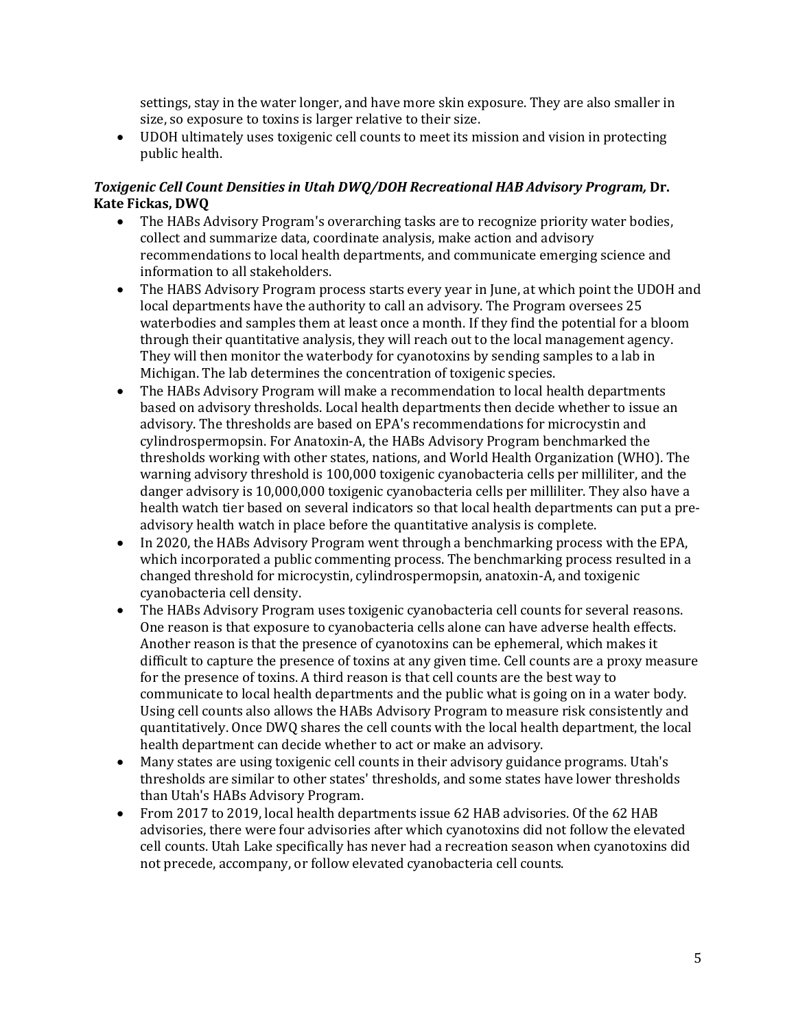settings, stay in the water longer, and have more skin exposure. They are also smaller in size, so exposure to toxins is larger relative to their size.
- UDOH ultimately uses toxigenic cell counts to meet its mission and vision in protecting public health.

***Toxigenic Cell Count Densities in Utah DWQ/DOH Recreational HAB Advisory Program,*** **Dr. Kate Fickas, DWQ**

- The HABs Advisory Program's overarching tasks are to recognize priority water bodies, collect and summarize data, coordinate analysis, make action and advisory recommendations to local health departments, and communicate emerging science and information to all stakeholders.
- The HABS Advisory Program process starts every year in June, at which point the UDOH and local departments have the authority to call an advisory. The Program oversees 25 waterbodies and samples them at least once a month. If they find the potential for a bloom through their quantitative analysis, they will reach out to the local management agency. They will then monitor the waterbody for cyanotoxins by sending samples to a lab in Michigan. The lab determines the concentration of toxigenic species.
- The HABs Advisory Program will make a recommendation to local health departments based on advisory thresholds. Local health departments then decide whether to issue an advisory. The thresholds are based on EPA's recommendations for microcystin and cylindrospermopsin. For Anatoxin-A, the HABs Advisory Program benchmarked the thresholds working with other states, nations, and World Health Organization (WHO). The warning advisory threshold is 100,000 toxigenic cyanobacteria cells per milliliter, and the danger advisory is 10,000,000 toxigenic cyanobacteria cells per milliliter. They also have a health watch tier based on several indicators so that local health departments can put a pre-advisory health watch in place before the quantitative analysis is complete.
- In 2020, the HABs Advisory Program went through a benchmarking process with the EPA, which incorporated a public commenting process. The benchmarking process resulted in a changed threshold for microcystin, cylindrospermopsin, anatoxin-A, and toxigenic cyanobacteria cell density.
- The HABs Advisory Program uses toxigenic cyanobacteria cell counts for several reasons. One reason is that exposure to cyanobacteria cells alone can have adverse health effects. Another reason is that the presence of cyanotoxins can be ephemeral, which makes it difficult to capture the presence of toxins at any given time. Cell counts are a proxy measure for the presence of toxins. A third reason is that cell counts are the best way to communicate to local health departments and the public what is going on in a water body. Using cell counts also allows the HABs Advisory Program to measure risk consistently and quantitatively. Once DWQ shares the cell counts with the local health department, the local health department can decide whether to act or make an advisory.
- Many states are using toxigenic cell counts in their advisory guidance programs. Utah's thresholds are similar to other states' thresholds, and some states have lower thresholds than Utah's HABs Advisory Program.
- From 2017 to 2019, local health departments issue 62 HAB advisories. Of the 62 HAB advisories, there were four advisories after which cyanotoxins did not follow the elevated cell counts. Utah Lake specifically has never had a recreation season when cyanotoxins did not precede, accompany, or follow elevated cyanobacteria cell counts.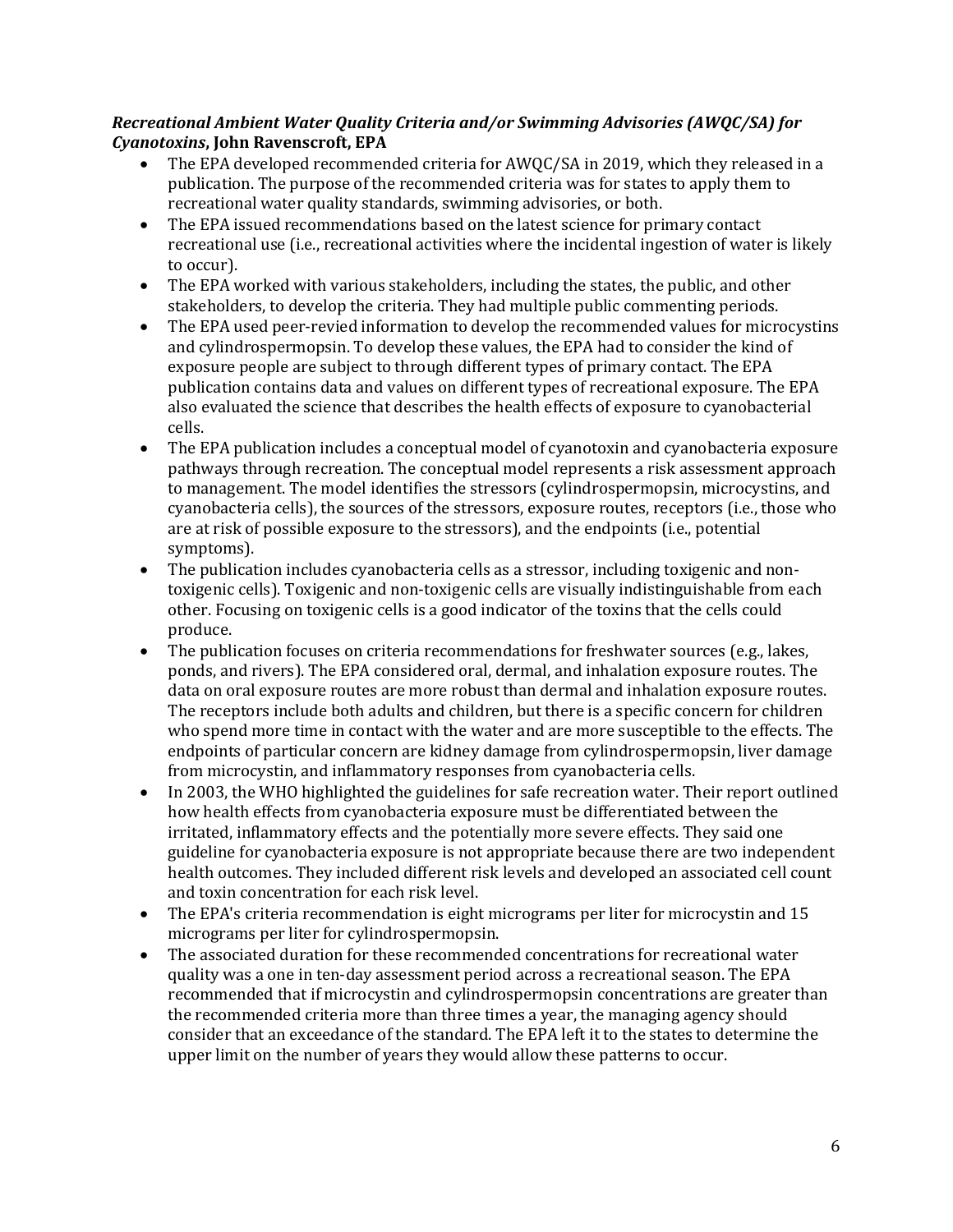***Recreational Ambient Water Quality Criteria and/or Swimming Advisories (AWQC/SA) for Cyanotoxins*, John Ravenscroft, EPA**

- The EPA developed recommended criteria for AWQC/SA in 2019, which they released in a publication. The purpose of the recommended criteria was for states to apply them to recreational water quality standards, swimming advisories, or both.
- The EPA issued recommendations based on the latest science for primary contact recreational use (i.e., recreational activities where the incidental ingestion of water is likely to occur).
- The EPA worked with various stakeholders, including the states, the public, and other stakeholders, to develop the criteria. They had multiple public commenting periods.
- The EPA used peer-revied information to develop the recommended values for microcystins and cylindrospermopsin. To develop these values, the EPA had to consider the kind of exposure people are subject to through different types of primary contact. The EPA publication contains data and values on different types of recreational exposure. The EPA also evaluated the science that describes the health effects of exposure to cyanobacterial cells.
- The EPA publication includes a conceptual model of cyanotoxin and cyanobacteria exposure pathways through recreation. The conceptual model represents a risk assessment approach to management. The model identifies the stressors (cylindrospermopsin, microcystins, and cyanobacteria cells), the sources of the stressors, exposure routes, receptors (i.e., those who are at risk of possible exposure to the stressors), and the endpoints (i.e., potential symptoms).
- The publication includes cyanobacteria cells as a stressor, including toxigenic and non-toxigenic cells). Toxigenic and non-toxigenic cells are visually indistinguishable from each other. Focusing on toxigenic cells is a good indicator of the toxins that the cells could produce.
- The publication focuses on criteria recommendations for freshwater sources (e.g., lakes, ponds, and rivers). The EPA considered oral, dermal, and inhalation exposure routes. The data on oral exposure routes are more robust than dermal and inhalation exposure routes. The receptors include both adults and children, but there is a specific concern for children who spend more time in contact with the water and are more susceptible to the effects. The endpoints of particular concern are kidney damage from cylindrospermopsin, liver damage from microcystin, and inflammatory responses from cyanobacteria cells.
- In 2003, the WHO highlighted the guidelines for safe recreation water. Their report outlined how health effects from cyanobacteria exposure must be differentiated between the irritated, inflammatory effects and the potentially more severe effects. They said one guideline for cyanobacteria exposure is not appropriate because there are two independent health outcomes. They included different risk levels and developed an associated cell count and toxin concentration for each risk level.
- The EPA's criteria recommendation is eight micrograms per liter for microcystin and 15 micrograms per liter for cylindrospermopsin.
- The associated duration for these recommended concentrations for recreational water quality was a one in ten-day assessment period across a recreational season. The EPA recommended that if microcystin and cylindrospermopsin concentrations are greater than the recommended criteria more than three times a year, the managing agency should consider that an exceedance of the standard. The EPA left it to the states to determine the upper limit on the number of years they would allow these patterns to occur.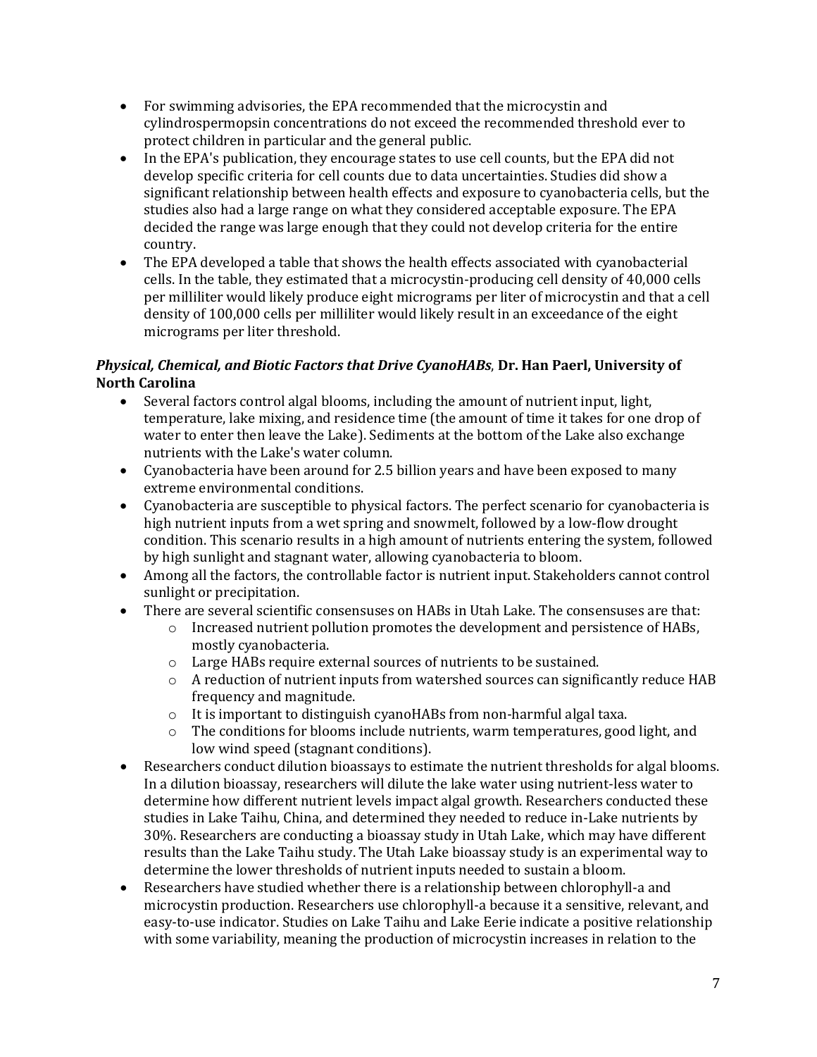- For swimming advisories, the EPA recommended that the microcystin and cylindrospermopsin concentrations do not exceed the recommended threshold ever to protect children in particular and the general public.
- In the EPA's publication, they encourage states to use cell counts, but the EPA did not develop specific criteria for cell counts due to data uncertainties. Studies did show a significant relationship between health effects and exposure to cyanobacteria cells, but the studies also had a large range on what they considered acceptable exposure. The EPA decided the range was large enough that they could not develop criteria for the entire country.
- The EPA developed a table that shows the health effects associated with cyanobacterial cells. In the table, they estimated that a microcystin-producing cell density of 40,000 cells per milliliter would likely produce eight micrograms per liter of microcystin and that a cell density of 100,000 cells per milliliter would likely result in an exceedance of the eight micrograms per liter threshold.

***Physical, Chemical, and Biotic Factors that Drive CyanoHABs*, Dr. Han Paerl, University of North Carolina**

- Several factors control algal blooms, including the amount of nutrient input, light, temperature, lake mixing, and residence time (the amount of time it takes for one drop of water to enter then leave the Lake). Sediments at the bottom of the Lake also exchange nutrients with the Lake's water column.
- Cyanobacteria have been around for 2.5 billion years and have been exposed to many extreme environmental conditions.
- Cyanobacteria are susceptible to physical factors. The perfect scenario for cyanobacteria is high nutrient inputs from a wet spring and snowmelt, followed by a low-flow drought condition. This scenario results in a high amount of nutrients entering the system, followed by high sunlight and stagnant water, allowing cyanobacteria to bloom.
- Among all the factors, the controllable factor is nutrient input. Stakeholders cannot control sunlight or precipitation.
- There are several scientific consensuses on HABs in Utah Lake. The consensuses are that:
  - Increased nutrient pollution promotes the development and persistence of HABs, mostly cyanobacteria.
  - Large HABs require external sources of nutrients to be sustained.
  - A reduction of nutrient inputs from watershed sources can significantly reduce HAB frequency and magnitude.
  - It is important to distinguish cyanoHABs from non-harmful algal taxa.
  - The conditions for blooms include nutrients, warm temperatures, good light, and low wind speed (stagnant conditions).
- Researchers conduct dilution bioassays to estimate the nutrient thresholds for algal blooms. In a dilution bioassay, researchers will dilute the lake water using nutrient-less water to determine how different nutrient levels impact algal growth. Researchers conducted these studies in Lake Taihu, China, and determined they needed to reduce in-Lake nutrients by 30%. Researchers are conducting a bioassay study in Utah Lake, which may have different results than the Lake Taihu study. The Utah Lake bioassay study is an experimental way to determine the lower thresholds of nutrient inputs needed to sustain a bloom.
- Researchers have studied whether there is a relationship between chlorophyll-a and microcystin production. Researchers use chlorophyll-a because it a sensitive, relevant, and easy-to-use indicator. Studies on Lake Taihu and Lake Eerie indicate a positive relationship with some variability, meaning the production of microcystin increases in relation to the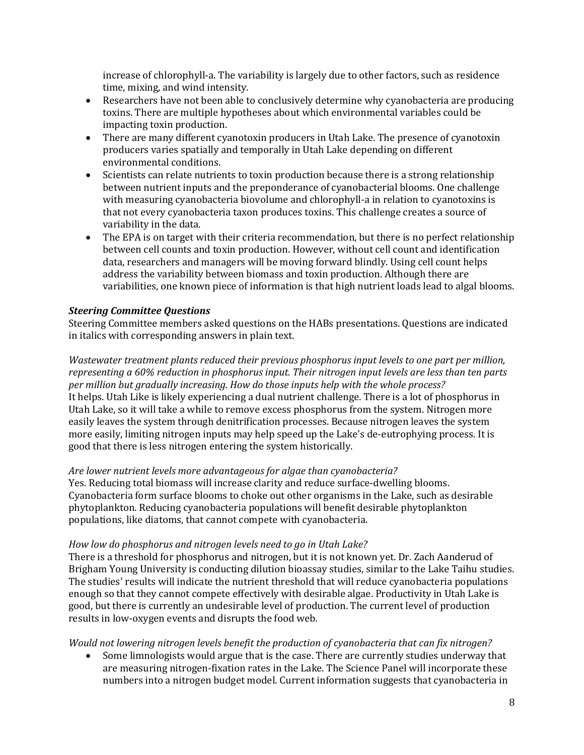increase of chlorophyll-a. The variability is largely due to other factors, such as residence time, mixing, and wind intensity.

- Researchers have not been able to conclusively determine why cyanobacteria are producing toxins. There are multiple hypotheses about which environmental variables could be impacting toxin production.
- There are many different cyanotoxin producers in Utah Lake. The presence of cyanotoxin producers varies spatially and temporally in Utah Lake depending on different environmental conditions.
- Scientists can relate nutrients to toxin production because there is a strong relationship between nutrient inputs and the preponderance of cyanobacterial blooms. One challenge with measuring cyanobacteria biovolume and chlorophyll-a in relation to cyanotoxins is that not every cyanobacteria taxon produces toxins. This challenge creates a source of variability in the data.
- The EPA is on target with their criteria recommendation, but there is no perfect relationship between cell counts and toxin production. However, without cell count and identification data, researchers and managers will be moving forward blindly. Using cell count helps address the variability between biomass and toxin production. Although there are variabilities, one known piece of information is that high nutrient loads lead to algal blooms.

***Steering Committee Questions***

Steering Committee members asked questions on the HABs presentations. Questions are indicated in italics with corresponding answers in plain text.

*Wastewater treatment plants reduced their previous phosphorus input levels to one part per million, representing a 60% reduction in phosphorus input. Their nitrogen input levels are less than ten parts per million but gradually increasing. How do those inputs help with the whole process?*

It helps. Utah Like is likely experiencing a dual nutrient challenge. There is a lot of phosphorus in Utah Lake, so it will take a while to remove excess phosphorus from the system. Nitrogen more easily leaves the system through denitrification processes. Because nitrogen leaves the system more easily, limiting nitrogen inputs may help speed up the Lake's de-eutrophying process. It is good that there is less nitrogen entering the system historically.

*Are lower nutrient levels more advantageous for algae than cyanobacteria?*

Yes. Reducing total biomass will increase clarity and reduce surface-dwelling blooms. Cyanobacteria form surface blooms to choke out other organisms in the Lake, such as desirable phytoplankton. Reducing cyanobacteria populations will benefit desirable phytoplankton populations, like diatoms, that cannot compete with cyanobacteria.

*How low do phosphorus and nitrogen levels need to go in Utah Lake?*

There is a threshold for phosphorus and nitrogen, but it is not known yet. Dr. Zach Aanderud of Brigham Young University is conducting dilution bioassay studies, similar to the Lake Taihu studies. The studies' results will indicate the nutrient threshold that will reduce cyanobacteria populations enough so that they cannot compete effectively with desirable algae. Productivity in Utah Lake is good, but there is currently an undesirable level of production. The current level of production results in low-oxygen events and disrupts the food web.

*Would not lowering nitrogen levels benefit the production of cyanobacteria that can fix nitrogen?*

- Some limnologists would argue that is the case. There are currently studies underway that are measuring nitrogen-fixation rates in the Lake. The Science Panel will incorporate these numbers into a nitrogen budget model. Current information suggests that cyanobacteria in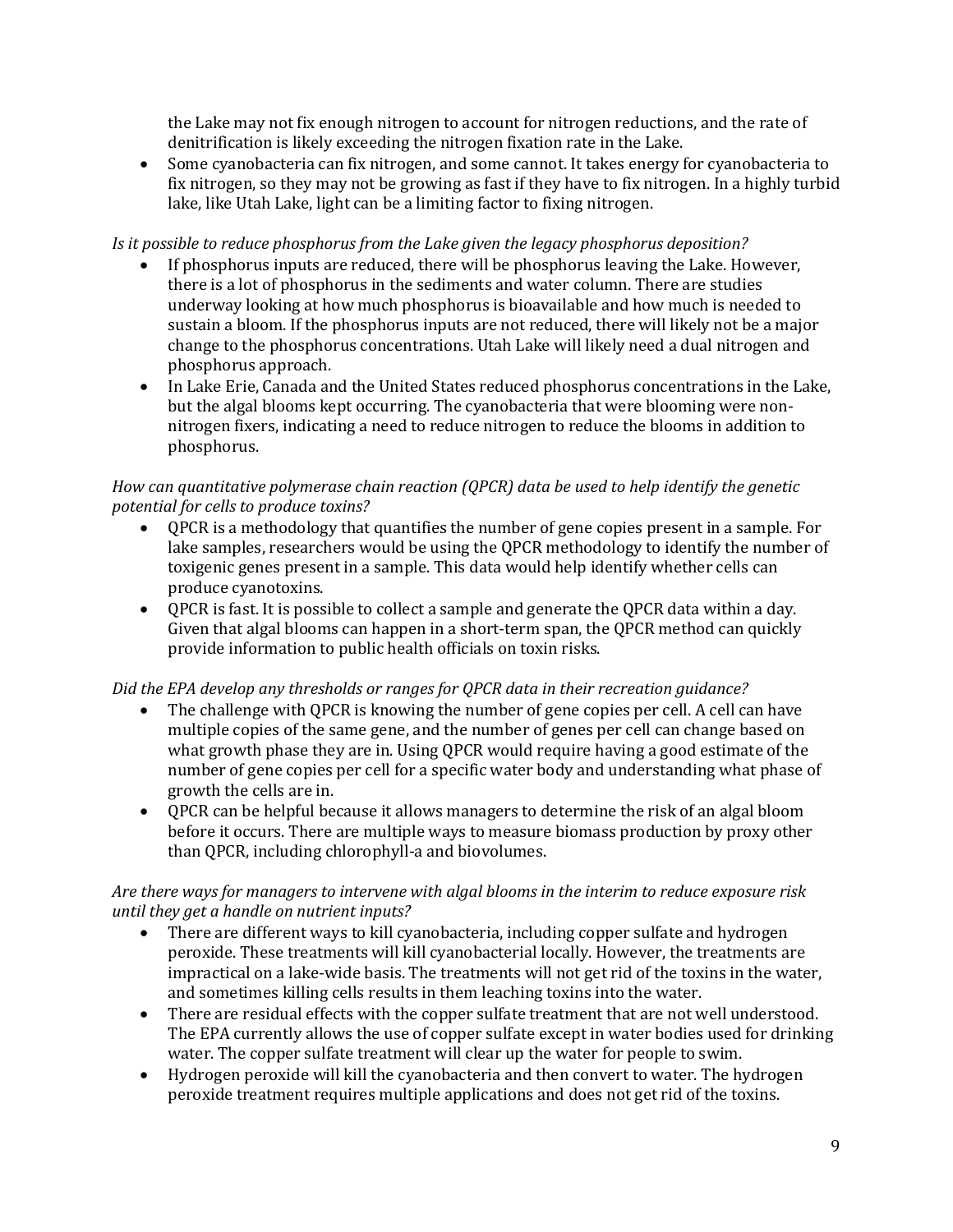- the Lake may not fix enough nitrogen to account for nitrogen reductions, and the rate of denitrification is likely exceeding the nitrogen fixation rate in the Lake.
- Some cyanobacteria can fix nitrogen, and some cannot. It takes energy for cyanobacteria to fix nitrogen, so they may not be growing as fast if they have to fix nitrogen. In a highly turbid lake, like Utah Lake, light can be a limiting factor to fixing nitrogen.

*Is it possible to reduce phosphorus from the Lake given the legacy phosphorus deposition?*

- If phosphorus inputs are reduced, there will be phosphorus leaving the Lake. However, there is a lot of phosphorus in the sediments and water column. There are studies underway looking at how much phosphorus is bioavailable and how much is needed to sustain a bloom. If the phosphorus inputs are not reduced, there will likely not be a major change to the phosphorus concentrations. Utah Lake will likely need a dual nitrogen and phosphorus approach.
- In Lake Erie, Canada and the United States reduced phosphorus concentrations in the Lake, but the algal blooms kept occurring. The cyanobacteria that were blooming were non-nitrogen fixers, indicating a need to reduce nitrogen to reduce the blooms in addition to phosphorus.

*How can quantitative polymerase chain reaction (QPCR) data be used to help identify the genetic potential for cells to produce toxins?*

- QPCR is a methodology that quantifies the number of gene copies present in a sample. For lake samples, researchers would be using the QPCR methodology to identify the number of toxigenic genes present in a sample. This data would help identify whether cells can produce cyanotoxins.
- QPCR is fast. It is possible to collect a sample and generate the QPCR data within a day. Given that algal blooms can happen in a short-term span, the QPCR method can quickly provide information to public health officials on toxin risks.

*Did the EPA develop any thresholds or ranges for QPCR data in their recreation guidance?*

- The challenge with QPCR is knowing the number of gene copies per cell. A cell can have multiple copies of the same gene, and the number of genes per cell can change based on what growth phase they are in. Using QPCR would require having a good estimate of the number of gene copies per cell for a specific water body and understanding what phase of growth the cells are in.
- QPCR can be helpful because it allows managers to determine the risk of an algal bloom before it occurs. There are multiple ways to measure biomass production by proxy other than QPCR, including chlorophyll-a and biovolumes.

*Are there ways for managers to intervene with algal blooms in the interim to reduce exposure risk until they get a handle on nutrient inputs?*

- There are different ways to kill cyanobacteria, including copper sulfate and hydrogen peroxide. These treatments will kill cyanobacterial locally. However, the treatments are impractical on a lake-wide basis. The treatments will not get rid of the toxins in the water, and sometimes killing cells results in them leaching toxins into the water.
- There are residual effects with the copper sulfate treatment that are not well understood. The EPA currently allows the use of copper sulfate except in water bodies used for drinking water. The copper sulfate treatment will clear up the water for people to swim.
- Hydrogen peroxide will kill the cyanobacteria and then convert to water. The hydrogen peroxide treatment requires multiple applications and does not get rid of the toxins.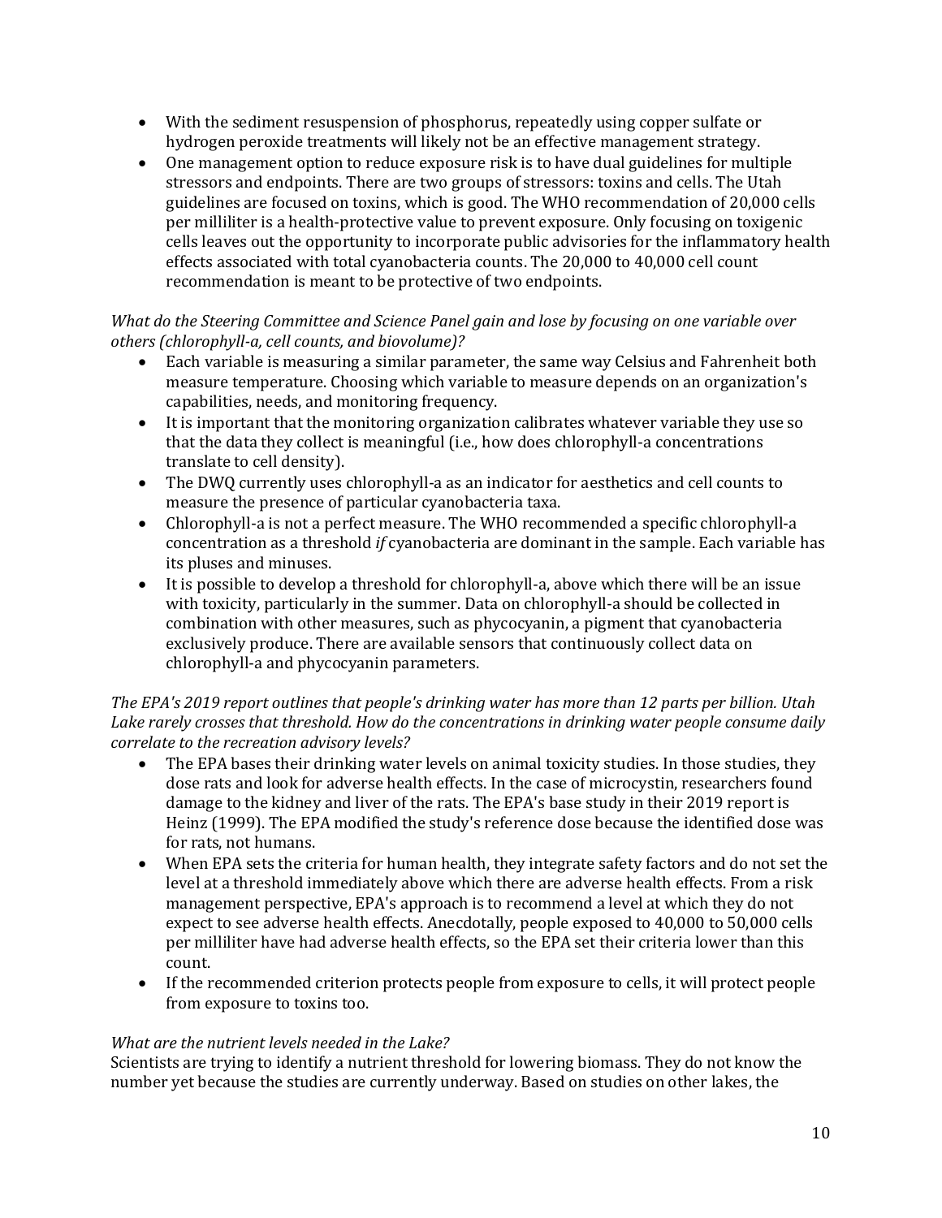- With the sediment resuspension of phosphorus, repeatedly using copper sulfate or hydrogen peroxide treatments will likely not be an effective management strategy.
- One management option to reduce exposure risk is to have dual guidelines for multiple stressors and endpoints. There are two groups of stressors: toxins and cells. The Utah guidelines are focused on toxins, which is good. The WHO recommendation of 20,000 cells per milliliter is a health-protective value to prevent exposure. Only focusing on toxigenic cells leaves out the opportunity to incorporate public advisories for the inflammatory health effects associated with total cyanobacteria counts. The 20,000 to 40,000 cell count recommendation is meant to be protective of two endpoints.

*What do the Steering Committee and Science Panel gain and lose by focusing on one variable over others (chlorophyll-a, cell counts, and biovolume)?*

- Each variable is measuring a similar parameter, the same way Celsius and Fahrenheit both measure temperature. Choosing which variable to measure depends on an organization's capabilities, needs, and monitoring frequency.
- It is important that the monitoring organization calibrates whatever variable they use so that the data they collect is meaningful (i.e., how does chlorophyll-a concentrations translate to cell density).
- The DWQ currently uses chlorophyll-a as an indicator for aesthetics and cell counts to measure the presence of particular cyanobacteria taxa.
- Chlorophyll-a is not a perfect measure. The WHO recommended a specific chlorophyll-a concentration as a threshold *if* cyanobacteria are dominant in the sample. Each variable has its pluses and minuses.
- It is possible to develop a threshold for chlorophyll-a, above which there will be an issue with toxicity, particularly in the summer. Data on chlorophyll-a should be collected in combination with other measures, such as phycocyanin, a pigment that cyanobacteria exclusively produce. There are available sensors that continuously collect data on chlorophyll-a and phycocyanin parameters.

*The EPA's 2019 report outlines that people's drinking water has more than 12 parts per billion. Utah Lake rarely crosses that threshold. How do the concentrations in drinking water people consume daily correlate to the recreation advisory levels?*

- The EPA bases their drinking water levels on animal toxicity studies. In those studies, they dose rats and look for adverse health effects. In the case of microcystin, researchers found damage to the kidney and liver of the rats. The EPA's base study in their 2019 report is Heinz (1999). The EPA modified the study's reference dose because the identified dose was for rats, not humans.
- When EPA sets the criteria for human health, they integrate safety factors and do not set the level at a threshold immediately above which there are adverse health effects. From a risk management perspective, EPA's approach is to recommend a level at which they do not expect to see adverse health effects. Anecdotally, people exposed to 40,000 to 50,000 cells per milliliter have had adverse health effects, so the EPA set their criteria lower than this count.
- If the recommended criterion protects people from exposure to cells, it will protect people from exposure to toxins too.

*What are the nutrient levels needed in the Lake?*

Scientists are trying to identify a nutrient threshold for lowering biomass. They do not know the number yet because the studies are currently underway. Based on studies on other lakes, the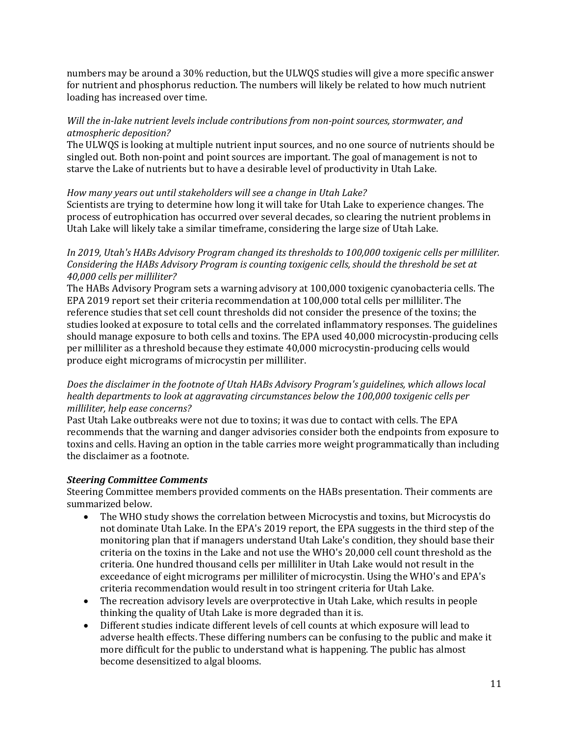numbers may be around a 30% reduction, but the ULWQS studies will give a more specific answer for nutrient and phosphorus reduction. The numbers will likely be related to how much nutrient loading has increased over time.

*Will the in-lake nutrient levels include contributions from non-point sources, stormwater, and atmospheric deposition?*

The ULWQS is looking at multiple nutrient input sources, and no one source of nutrients should be singled out. Both non-point and point sources are important. The goal of management is not to starve the Lake of nutrients but to have a desirable level of productivity in Utah Lake.

*How many years out until stakeholders will see a change in Utah Lake?*

Scientists are trying to determine how long it will take for Utah Lake to experience changes. The process of eutrophication has occurred over several decades, so clearing the nutrient problems in Utah Lake will likely take a similar timeframe, considering the large size of Utah Lake.

*In 2019, Utah's HABs Advisory Program changed its thresholds to 100,000 toxigenic cells per milliliter. Considering the HABs Advisory Program is counting toxigenic cells, should the threshold be set at 40,000 cells per milliliter?*

The HABs Advisory Program sets a warning advisory at 100,000 toxigenic cyanobacteria cells. The EPA 2019 report set their criteria recommendation at 100,000 total cells per milliliter. The reference studies that set cell count thresholds did not consider the presence of the toxins; the studies looked at exposure to total cells and the correlated inflammatory responses. The guidelines should manage exposure to both cells and toxins. The EPA used 40,000 microcystin-producing cells per milliliter as a threshold because they estimate 40,000 microcystin-producing cells would produce eight micrograms of microcystin per milliliter.

*Does the disclaimer in the footnote of Utah HABs Advisory Program's guidelines, which allows local health departments to look at aggravating circumstances below the 100,000 toxigenic cells per milliliter, help ease concerns?*

Past Utah Lake outbreaks were not due to toxins; it was due to contact with cells. The EPA recommends that the warning and danger advisories consider both the endpoints from exposure to toxins and cells. Having an option in the table carries more weight programmatically than including the disclaimer as a footnote.

***Steering Committee Comments***

Steering Committee members provided comments on the HABs presentation. Their comments are summarized below.

- The WHO study shows the correlation between Microcystis and toxins, but Microcystis do not dominate Utah Lake. In the EPA's 2019 report, the EPA suggests in the third step of the monitoring plan that if managers understand Utah Lake's condition, they should base their criteria on the toxins in the Lake and not use the WHO's 20,000 cell count threshold as the criteria. One hundred thousand cells per milliliter in Utah Lake would not result in the exceedance of eight micrograms per milliliter of microcystin. Using the WHO's and EPA's criteria recommendation would result in too stringent criteria for Utah Lake.
- The recreation advisory levels are overprotective in Utah Lake, which results in people thinking the quality of Utah Lake is more degraded than it is.
- Different studies indicate different levels of cell counts at which exposure will lead to adverse health effects. These differing numbers can be confusing to the public and make it more difficult for the public to understand what is happening. The public has almost become desensitized to algal blooms.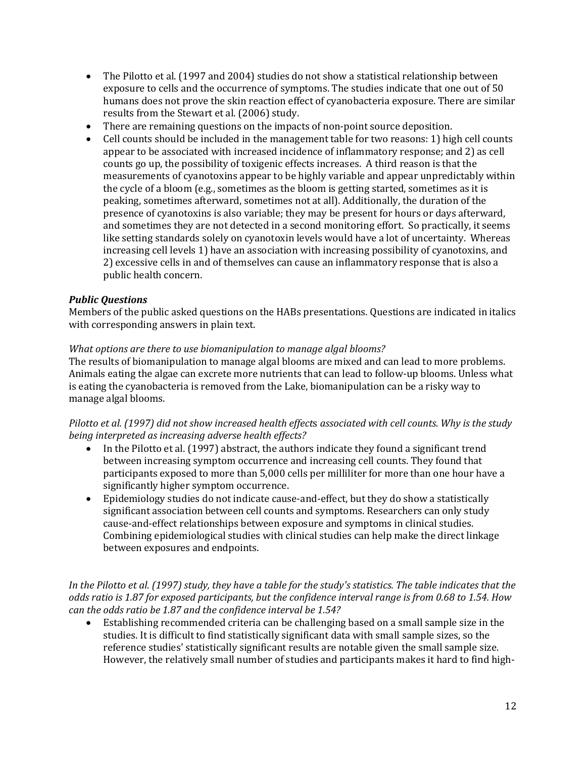- The Pilotto et al. (1997 and 2004) studies do not show a statistical relationship between exposure to cells and the occurrence of symptoms. The studies indicate that one out of 50 humans does not prove the skin reaction effect of cyanobacteria exposure. There are similar results from the Stewart et al. (2006) study.
- There are remaining questions on the impacts of non-point source deposition.
- Cell counts should be included in the management table for two reasons: 1) high cell counts appear to be associated with increased incidence of inflammatory response; and 2) as cell counts go up, the possibility of toxigenic effects increases. A third reason is that the measurements of cyanotoxins appear to be highly variable and appear unpredictably within the cycle of a bloom (e.g., sometimes as the bloom is getting started, sometimes as it is peaking, sometimes afterward, sometimes not at all). Additionally, the duration of the presence of cyanotoxins is also variable; they may be present for hours or days afterward, and sometimes they are not detected in a second monitoring effort. So practically, it seems like setting standards solely on cyanotoxin levels would have a lot of uncertainty. Whereas increasing cell levels 1) have an association with increasing possibility of cyanotoxins, and 2) excessive cells in and of themselves can cause an inflammatory response that is also a public health concern.

***Public Questions***

Members of the public asked questions on the HABs presentations. Questions are indicated in italics with corresponding answers in plain text.

*What options are there to use biomanipulation to manage algal blooms?*

The results of biomanipulation to manage algal blooms are mixed and can lead to more problems. Animals eating the algae can excrete more nutrients that can lead to follow-up blooms. Unless what is eating the cyanobacteria is removed from the Lake, biomanipulation can be a risky way to manage algal blooms.

*Pilotto et al. (1997) did not show increased health effects associated with cell counts. Why is the study being interpreted as increasing adverse health effects?*

- In the Pilotto et al. (1997) abstract, the authors indicate they found a significant trend between increasing symptom occurrence and increasing cell counts. They found that participants exposed to more than 5,000 cells per milliliter for more than one hour have a significantly higher symptom occurrence.
- Epidemiology studies do not indicate cause-and-effect, but they do show a statistically significant association between cell counts and symptoms. Researchers can only study cause-and-effect relationships between exposure and symptoms in clinical studies. Combining epidemiological studies with clinical studies can help make the direct linkage between exposures and endpoints.

*In the Pilotto et al. (1997) study, they have a table for the study's statistics. The table indicates that the odds ratio is 1.87 for exposed participants, but the confidence interval range is from 0.68 to 1.54. How can the odds ratio be 1.87 and the confidence interval be 1.54?*

- Establishing recommended criteria can be challenging based on a small sample size in the studies. It is difficult to find statistically significant data with small sample sizes, so the reference studies' statistically significant results are notable given the small sample size. However, the relatively small number of studies and participants makes it hard to find high-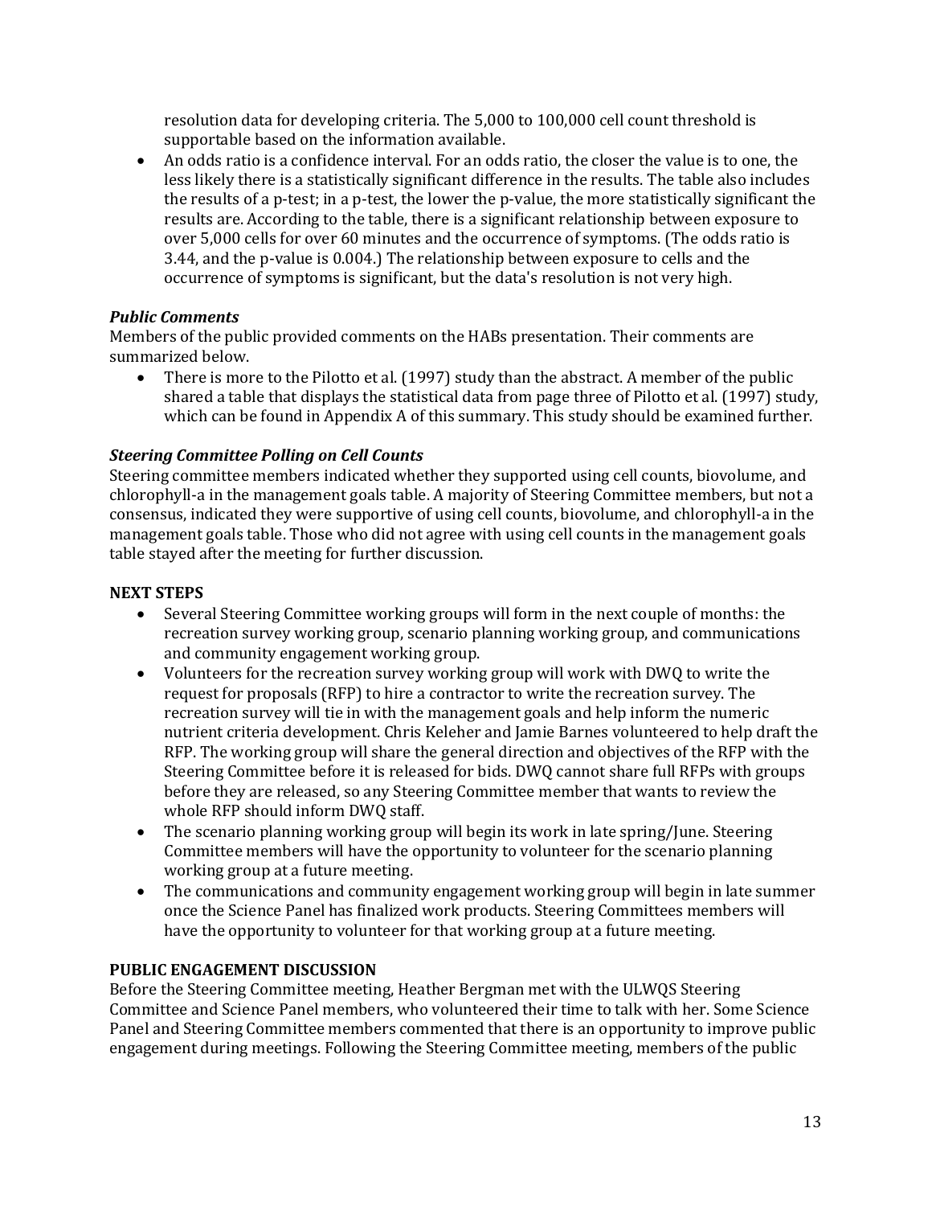resolution data for developing criteria. The 5,000 to 100,000 cell count threshold is supportable based on the information available.

- An odds ratio is a confidence interval. For an odds ratio, the closer the value is to one, the less likely there is a statistically significant difference in the results. The table also includes the results of a p-test; in a p-test, the lower the p-value, the more statistically significant the results are. According to the table, there is a significant relationship between exposure to over 5,000 cells for over 60 minutes and the occurrence of symptoms. (The odds ratio is 3.44, and the p-value is 0.004.) The relationship between exposure to cells and the occurrence of symptoms is significant, but the data's resolution is not very high.

***Public Comments***

Members of the public provided comments on the HABs presentation. Their comments are summarized below.

- There is more to the Pilotto et al. (1997) study than the abstract. A member of the public shared a table that displays the statistical data from page three of Pilotto et al. (1997) study, which can be found in Appendix A of this summary. This study should be examined further.

***Steering Committee Polling on Cell Counts***

Steering committee members indicated whether they supported using cell counts, biovolume, and chlorophyll-a in the management goals table. A majority of Steering Committee members, but not a consensus, indicated they were supportive of using cell counts, biovolume, and chlorophyll-a in the management goals table. Those who did not agree with using cell counts in the management goals table stayed after the meeting for further discussion.

**NEXT STEPS**

- Several Steering Committee working groups will form in the next couple of months: the recreation survey working group, scenario planning working group, and communications and community engagement working group.
- Volunteers for the recreation survey working group will work with DWQ to write the request for proposals (RFP) to hire a contractor to write the recreation survey. The recreation survey will tie in with the management goals and help inform the numeric nutrient criteria development. Chris Keleher and Jamie Barnes volunteered to help draft the RFP. The working group will share the general direction and objectives of the RFP with the Steering Committee before it is released for bids. DWQ cannot share full RFPs with groups before they are released, so any Steering Committee member that wants to review the whole RFP should inform DWQ staff.
- The scenario planning working group will begin its work in late spring/June. Steering Committee members will have the opportunity to volunteer for the scenario planning working group at a future meeting.
- The communications and community engagement working group will begin in late summer once the Science Panel has finalized work products. Steering Committees members will have the opportunity to volunteer for that working group at a future meeting.

**PUBLIC ENGAGEMENT DISCUSSION**

Before the Steering Committee meeting, Heather Bergman met with the ULWQS Steering Committee and Science Panel members, who volunteered their time to talk with her. Some Science Panel and Steering Committee members commented that there is an opportunity to improve public engagement during meetings. Following the Steering Committee meeting, members of the public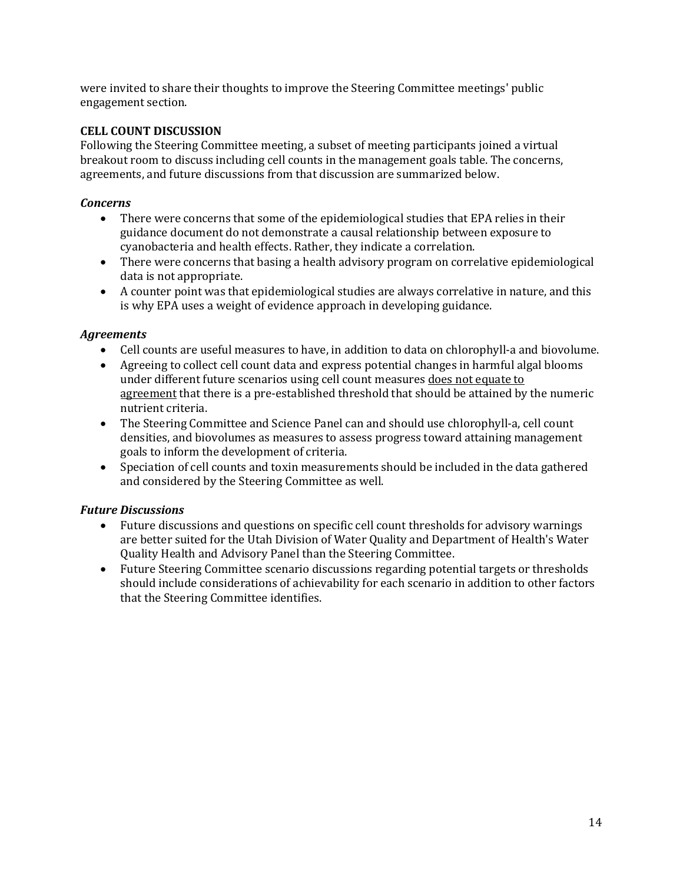were invited to share their thoughts to improve the Steering Committee meetings' public engagement section.

**CELL COUNT DISCUSSION**

Following the Steering Committee meeting, a subset of meeting participants joined a virtual breakout room to discuss including cell counts in the management goals table. The concerns, agreements, and future discussions from that discussion are summarized below.

***Concerns***

- There were concerns that some of the epidemiological studies that EPA relies in their guidance document do not demonstrate a causal relationship between exposure to cyanobacteria and health effects. Rather, they indicate a correlation.
- There were concerns that basing a health advisory program on correlative epidemiological data is not appropriate.
- A counter point was that epidemiological studies are always correlative in nature, and this is why EPA uses a weight of evidence approach in developing guidance.

***Agreements***

- Cell counts are useful measures to have, in addition to data on chlorophyll-a and biovolume.
- Agreeing to collect cell count data and express potential changes in harmful algal blooms under different future scenarios using cell count measures <u>does not equate to agreement</u> that there is a pre-established threshold that should be attained by the numeric nutrient criteria.
- The Steering Committee and Science Panel can and should use chlorophyll-a, cell count densities, and biovolumes as measures to assess progress toward attaining management goals to inform the development of criteria.
- Speciation of cell counts and toxin measurements should be included in the data gathered and considered by the Steering Committee as well.

***Future Discussions***

- Future discussions and questions on specific cell count thresholds for advisory warnings are better suited for the Utah Division of Water Quality and Department of Health's Water Quality Health and Advisory Panel than the Steering Committee.
- Future Steering Committee scenario discussions regarding potential targets or thresholds should include considerations of achievability for each scenario in addition to other factors that the Steering Committee identifies.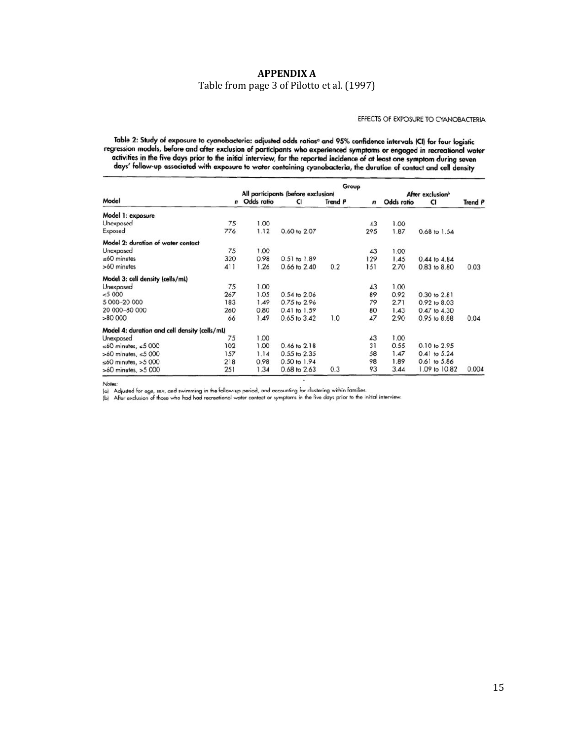# APPENDIX A

Table from page 3 of Pilotto et al. (1997)

Table 2: Study of exposure to cyanobacteria: adjusted odds ratios[a] and 95% confidence intervals (CI) for four logistic regression models, before and after exclusion of participants who experienced symptoms or engaged in recreational water activities in the five days prior to the initial interview, for the reported incidence of at least one symptom during seven days' follow-up associated with exposure to water containing cyanobacteria, the duration of contact and cell density

| | Group | | | | | | | |
|---|---|---|---|---|---|---|---|---|
| | All participants (before exclusion) | | | | After exclusion[b] | | | |
| Model | n | Odds ratio | CI | Trend P | n | Odds ratio | CI | Trend P |
| **Model 1: exposure** | | | | | | | | |
| Unexposed | 75 | 1.00 | | | 43 | 1.00 | | |
| Exposed | 776 | 1.12 | 0.60 to 2.07 | | 295 | 1.87 | 0.68 to 1.54 | |
| **Model 2: duration of water contact** | | | | | | | | |
| Unexposed | 75 | 1.00 | | | 43 | 1.00 | | |
| ≤60 minutes | 320 | 0.98 | 0.51 to 1.89 | | 129 | 1.45 | 0.44 to 4.84 | |
| >60 minutes | 411 | 1.26 | 0.66 to 2.40 | 0.2 | 151 | 2.70 | 0.83 to 8.80 | 0.03 |
| **Model 3: cell density (cells/mL)** | | | | | | | | |
| Unexposed | 75 | 1.00 | | | 43 | 1.00 | | |
| <5 000 | 267 | 1.05 | 0.54 to 2.06 | | 89 | 0.92 | 0.30 to 2.81 | |
| 5 000–20 000 | 183 | 1.49 | 0.75 to 2.96 | | 79 | 2.71 | 0.92 to 8.03 | |
| 20 000–80 000 | 260 | 0.80 | 0.41 to 1.59 | | 80 | 1.43 | 0.47 to 4.30 | |
| >80 000 | 66 | 1.49 | 0.65 to 3.42 | 1.0 | 47 | 2.90 | 0.95 to 8.88 | 0.04 |
| **Model 4: duration and cell density (cells/mL)** | | | | | | | | |
| Unexposed | 75 | 1.00 | | | 43 | 1.00 | | |
| ≤60 minutes, ≤5 000 | 102 | 1.00 | 0.46 to 2.18 | | 31 | 0.55 | 0.10 to 2.95 | |
| >60 minutes, ≤5 000 | 157 | 1.14 | 0.55 to 2.35 | | 58 | 1.47 | 0.41 to 5.24 | |
| ≤60 minutes, >5 000 | 218 | 0.98 | 0.50 to 1.94 | | 98 | 1.89 | 0.61 to 5.86 | |
| >60 minutes, >5 000 | 251 | 1.34 | 0.68 to 2.63 | 0.3 | 93 | 3.44 | 1.09 to 10.82 | 0.004 |

*Notes:*

(a) Adjusted for age, sex, and swimming in the follow-up period, and accounting for clustering within families.

(b) After exclusion of those who had had recreational water contact or symptoms in the five days prior to the initial interview.